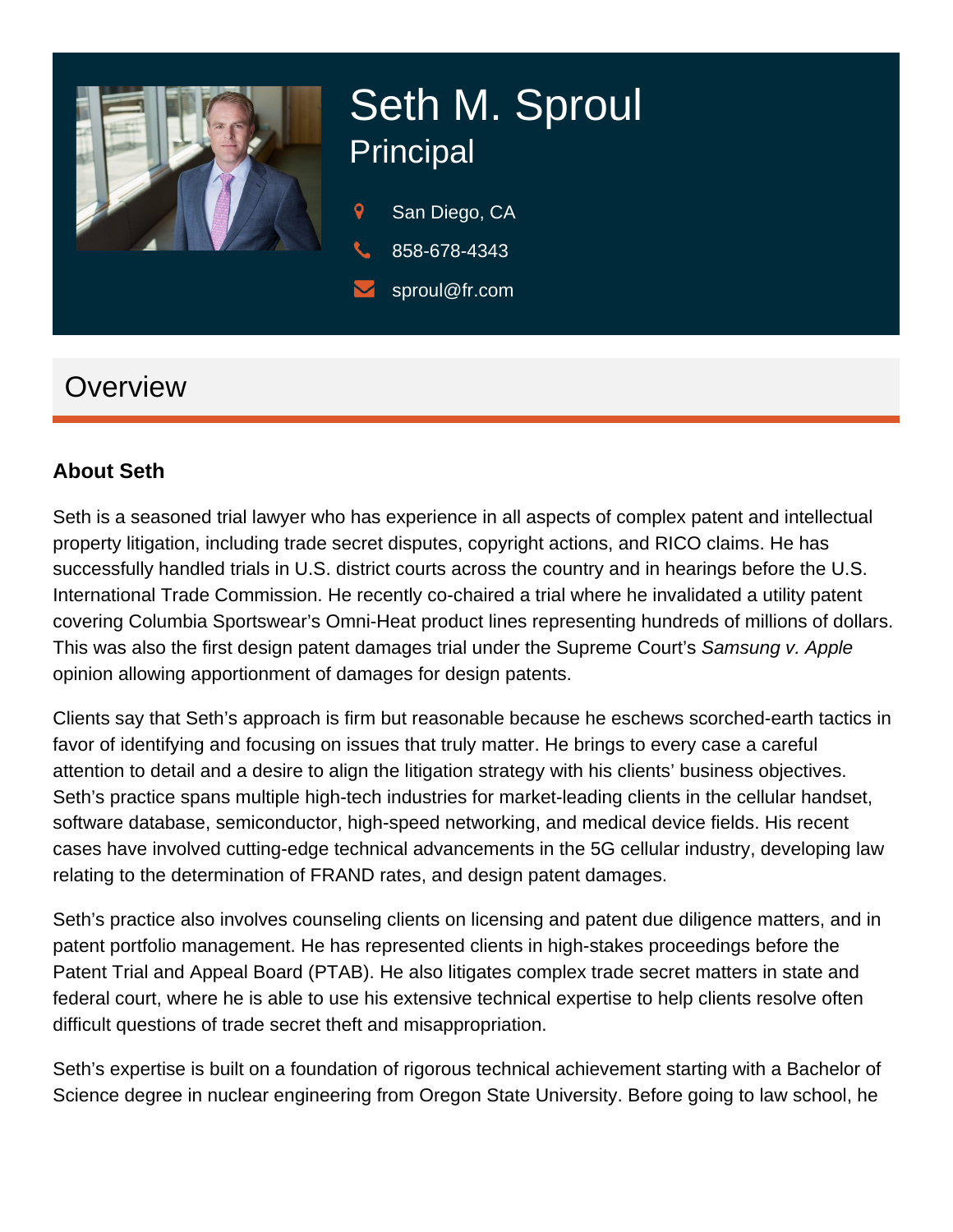# Seth M. Sproul

## Principal

San Diego, CA

858-678-4343

sproul@fr.com

## Overview

### About Seth

Seth is a seasoned trial lawyer who has experience in all aspects of complex patent and intellectual property litigation, including trade secret disputes, copyright actions, and RICO claims. He has successfully handled trials in U.S. district courts across the country and in hearings before the U.S. International Trade Commission. He recently co-chaired a trial where he invalidated a utility patent covering Columbia Sportswear's Omni-Heat product lines representing hundreds of millions of dollars. This was also the first design patent damages trial under the Supreme Court's *Samsung v. Apple* opinion allowing apportionment of damages for design patents.

Clients say that Seth's approach is firm but reasonable because he eschews scorched-earth tactics in favor of identifying and focusing on issues that truly matter. He brings to every case a careful attention to detail and a desire to align the litigation strategy with his clients' business objectives. Seth's practice spans multiple high-tech industries for market-leading clients in the cellular handset, software database, semiconductor, high-speed networking, and medical device fields. His recent cases have involved cutting-edge technical advancements in the 5G cellular industry, developing law relating to the determination of FRAND rates, and design patent damages.

Seth's practice also involves counseling clients on licensing and patent due diligence matters, and in patent portfolio management. He has represented clients in high-stakes proceedings before the Patent Trial and Appeal Board (PTAB). He also litigates complex trade secret matters in state and federal court, where he is able to use his extensive technical expertise to help clients resolve often difficult questions of trade secret theft and misappropriation.

Seth's expertise is built on a foundation of rigorous technical achievement starting with a Bachelor of Science degree in nuclear engineering from Oregon State University. Before going to law school, he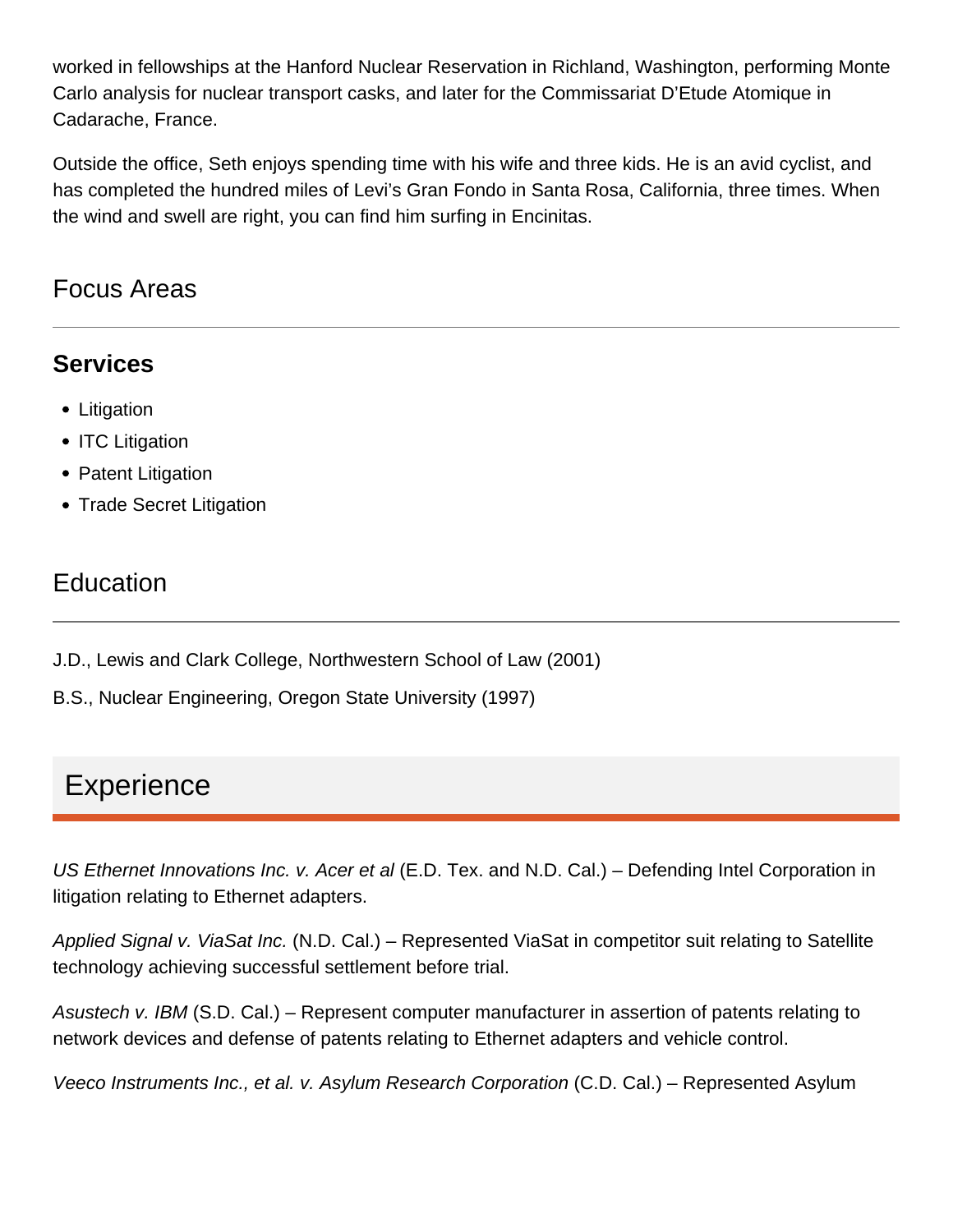worked in fellowships at the Hanford Nuclear Reservation in Richland, Washington, performing Monte Carlo analysis for nuclear transport casks, and later for the Commissariat D'Etude Atomique in Cadarache, France.

Outside the office, Seth enjoys spending time with his wife and three kids. He is an avid cyclist, and has completed the hundred miles of Levi's Gran Fondo in Santa Rosa, California, three times. When the wind and swell are right, you can find him surfing in Encinitas.

## Focus Areas

### Services

- Litigation
- ITC Litigation
- Patent Litigation
- Trade Secret Litigation

## Education

J.D., Lewis and Clark College, Northwestern School of Law (2001)

B.S., Nuclear Engineering, Oregon State University (1997)

## Experience

*US Ethernet Innovations Inc. v. Acer et al* (E.D. Tex. and N.D. Cal.) – Defending Intel Corporation in litigation relating to Ethernet adapters.

*Applied Signal v. ViaSat Inc.* (N.D. Cal.) – Represented ViaSat in competitor suit relating to Satellite technology achieving successful settlement before trial.

*Asustech v. IBM* (S.D. Cal.) – Represent computer manufacturer in assertion of patents relating to network devices and defense of patents relating to Ethernet adapters and vehicle control.

*Veeco Instruments Inc., et al. v. Asylum Research Corporation* (C.D. Cal.) – Represented Asylum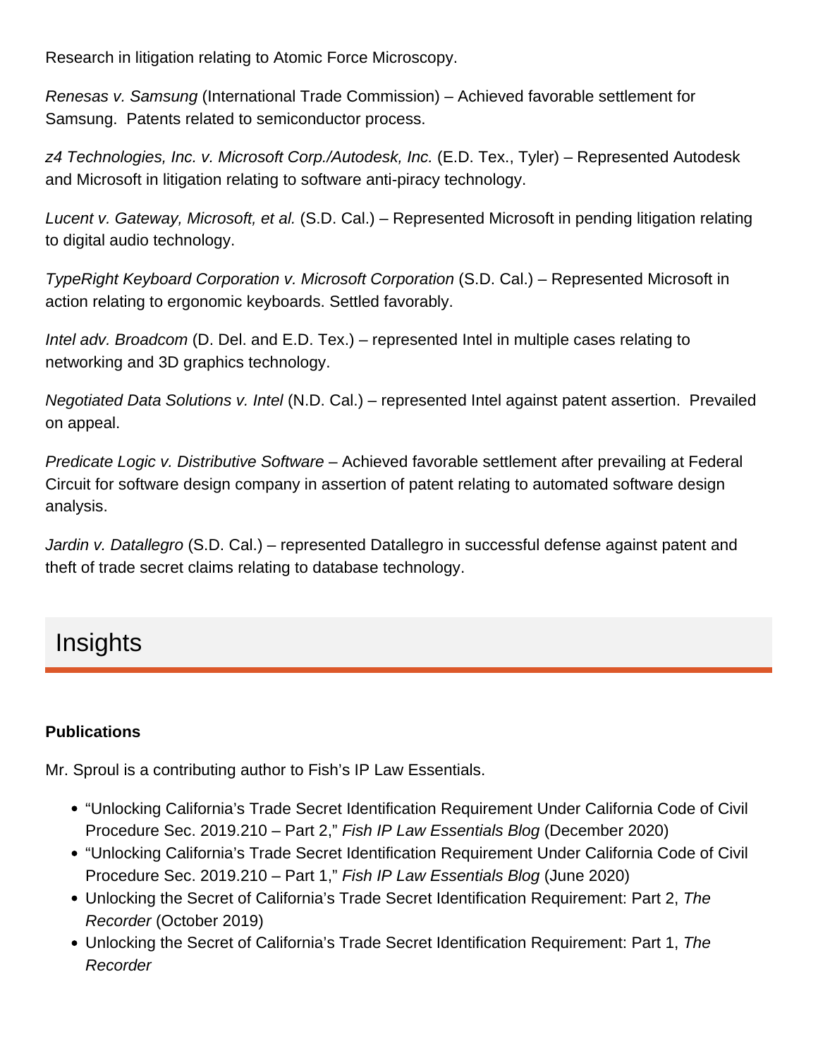Research in litigation relating to Atomic Force Microscopy.

*Renesas v. Samsung* (International Trade Commission) – Achieved favorable settlement for Samsung. Patents related to semiconductor process.

*z4 Technologies, Inc. v. Microsoft Corp./Autodesk, Inc.* (E.D. Tex., Tyler) – Represented Autodesk and Microsoft in litigation relating to software anti-piracy technology.

*Lucent v. Gateway, Microsoft, et al.* (S.D. Cal.) – Represented Microsoft in pending litigation relating to digital audio technology.

*TypeRight Keyboard Corporation v. Microsoft Corporation* (S.D. Cal.) – Represented Microsoft in action relating to ergonomic keyboards. Settled favorably.

*Intel adv. Broadcom* (D. Del. and E.D. Tex.) – represented Intel in multiple cases relating to networking and 3D graphics technology.

*Negotiated Data Solutions v. Intel* (N.D. Cal.) – represented Intel against patent assertion. Prevailed on appeal.

*Predicate Logic v. Distributive Software* – Achieved favorable settlement after prevailing at Federal Circuit for software design company in assertion of patent relating to automated software design analysis.

*Jardin v. Datallegro* (S.D. Cal.) – represented Datallegro in successful defense against patent and theft of trade secret claims relating to database technology.

## Insights

**Publications**

Mr. Sproul is a contributing author to Fish's IP Law Essentials.

- "Unlocking California's Trade Secret Identification Requirement Under California Code of Civil Procedure Sec. 2019.210 – Part 2," *Fish IP Law Essentials Blog* (December 2020)
- "Unlocking California's Trade Secret Identification Requirement Under California Code of Civil Procedure Sec. 2019.210 – Part 1," *Fish IP Law Essentials Blog* (June 2020)
- Unlocking the Secret of California's Trade Secret Identification Requirement: Part 2, *The Recorder* (October 2019)
- Unlocking the Secret of California's Trade Secret Identification Requirement: Part 1, *The Recorder*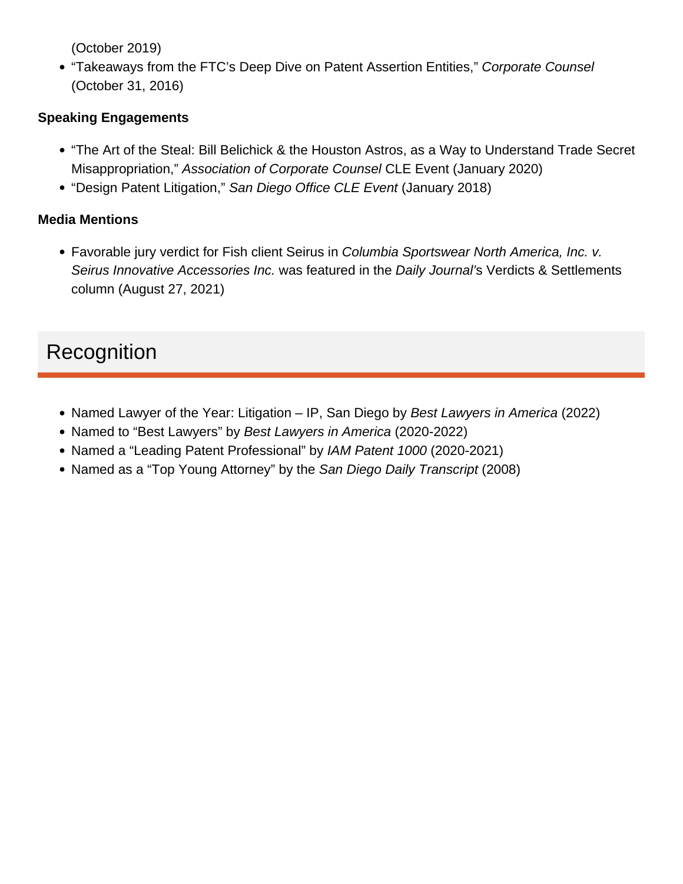(October 2019)

- "Takeaways from the FTC's Deep Dive on Patent Assertion Entities," *Corporate Counsel* (October 31, 2016)

**Speaking Engagements**

- "The Art of the Steal: Bill Belichick & the Houston Astros, as a Way to Understand Trade Secret Misappropriation," *Association of Corporate Counsel* CLE Event (January 2020)
- "Design Patent Litigation," *San Diego Office CLE Event* (January 2018)

**Media Mentions**

- Favorable jury verdict for Fish client Seirus in *Columbia Sportswear North America, Inc. v. Seirus Innovative Accessories Inc.* was featured in the *Daily Journal*'s Verdicts & Settlements column (August 27, 2021)

## Recognition

- Named Lawyer of the Year: Litigation – IP, San Diego by *Best Lawyers in America* (2022)
- Named to "Best Lawyers" by *Best Lawyers in America* (2020-2022)
- Named a "Leading Patent Professional" by *IAM Patent 1000* (2020-2021)
- Named as a "Top Young Attorney" by the *San Diego Daily Transcript* (2008)